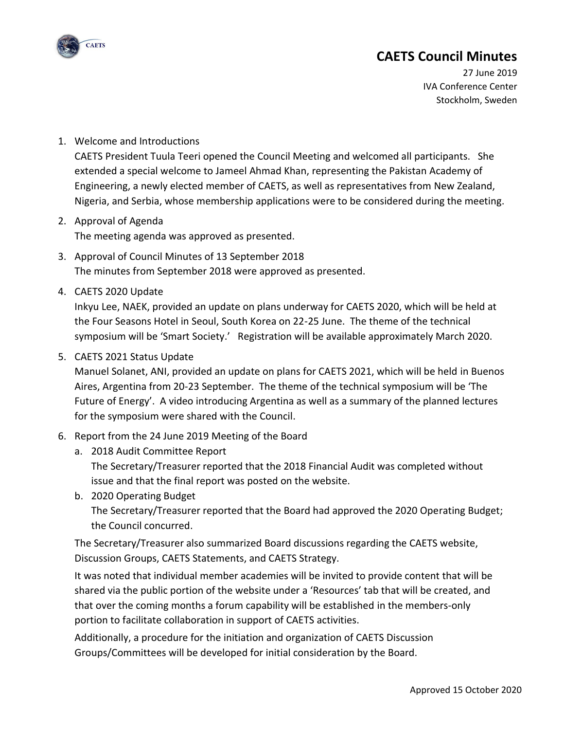# CAETS Council Minutes

27 June 2019
IVA Conference Center
Stockholm, Sweden

1. Welcome and Introductions

   CAETS President Tuula Teeri opened the Council Meeting and welcomed all participants. She extended a special welcome to Jameel Ahmad Khan, representing the Pakistan Academy of Engineering, a newly elected member of CAETS, as well as representatives from New Zealand, Nigeria, and Serbia, whose membership applications were to be considered during the meeting.

2. Approval of Agenda

   The meeting agenda was approved as presented.

3. Approval of Council Minutes of 13 September 2018

   The minutes from September 2018 were approved as presented.

4. CAETS 2020 Update

   Inkyu Lee, NAEK, provided an update on plans underway for CAETS 2020, which will be held at the Four Seasons Hotel in Seoul, South Korea on 22-25 June. The theme of the technical symposium will be 'Smart Society.' Registration will be available approximately March 2020.

5. CAETS 2021 Status Update

   Manuel Solanet, ANI, provided an update on plans for CAETS 2021, which will be held in Buenos Aires, Argentina from 20-23 September. The theme of the technical symposium will be 'The Future of Energy'. A video introducing Argentina as well as a summary of the planned lectures for the symposium were shared with the Council.

6. Report from the 24 June 2019 Meeting of the Board

   a. 2018 Audit Committee Report

      The Secretary/Treasurer reported that the 2018 Financial Audit was completed without issue and that the final report was posted on the website.

   b. 2020 Operating Budget

      The Secretary/Treasurer reported that the Board had approved the 2020 Operating Budget; the Council concurred.

   The Secretary/Treasurer also summarized Board discussions regarding the CAETS website, Discussion Groups, CAETS Statements, and CAETS Strategy.

   It was noted that individual member academies will be invited to provide content that will be shared via the public portion of the website under a 'Resources' tab that will be created, and that over the coming months a forum capability will be established in the members-only portion to facilitate collaboration in support of CAETS activities.

   Additionally, a procedure for the initiation and organization of CAETS Discussion Groups/Committees will be developed for initial consideration by the Board.

Approved 15 October 2020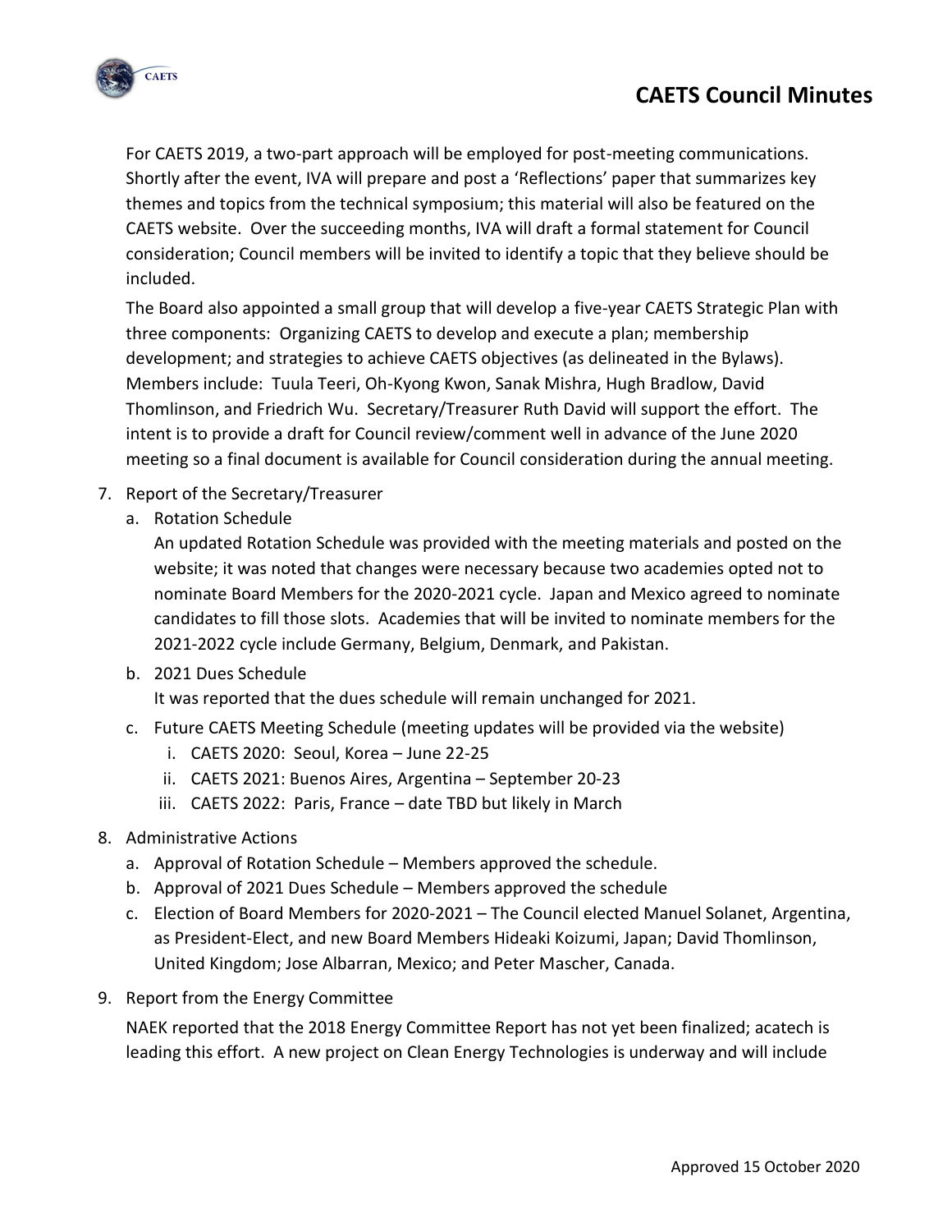For CAETS 2019, a two-part approach will be employed for post-meeting communications. Shortly after the event, IVA will prepare and post a 'Reflections' paper that summarizes key themes and topics from the technical symposium; this material will also be featured on the CAETS website. Over the succeeding months, IVA will draft a formal statement for Council consideration; Council members will be invited to identify a topic that they believe should be included.

The Board also appointed a small group that will develop a five-year CAETS Strategic Plan with three components: Organizing CAETS to develop and execute a plan; membership development; and strategies to achieve CAETS objectives (as delineated in the Bylaws). Members include: Tuula Teeri, Oh-Kyong Kwon, Sanak Mishra, Hugh Bradlow, David Thomlinson, and Friedrich Wu. Secretary/Treasurer Ruth David will support the effort. The intent is to provide a draft for Council review/comment well in advance of the June 2020 meeting so a final document is available for Council consideration during the annual meeting.

7. Report of the Secretary/Treasurer
   a. Rotation Schedule

      An updated Rotation Schedule was provided with the meeting materials and posted on the website; it was noted that changes were necessary because two academies opted not to nominate Board Members for the 2020-2021 cycle. Japan and Mexico agreed to nominate candidates to fill those slots. Academies that will be invited to nominate members for the 2021-2022 cycle include Germany, Belgium, Denmark, and Pakistan.
   b. 2021 Dues Schedule

      It was reported that the dues schedule will remain unchanged for 2021.
   c. Future CAETS Meeting Schedule (meeting updates will be provided via the website)
      i. CAETS 2020: Seoul, Korea – June 22-25
      ii. CAETS 2021: Buenos Aires, Argentina – September 20-23
      iii. CAETS 2022: Paris, France – date TBD but likely in March
8. Administrative Actions
   a. Approval of Rotation Schedule – Members approved the schedule.
   b. Approval of 2021 Dues Schedule – Members approved the schedule
   c. Election of Board Members for 2020-2021 – The Council elected Manuel Solanet, Argentina, as President-Elect, and new Board Members Hideaki Koizumi, Japan; David Thomlinson, United Kingdom; Jose Albarran, Mexico; and Peter Mascher, Canada.
9. Report from the Energy Committee

   NAEK reported that the 2018 Energy Committee Report has not yet been finalized; acatech is leading this effort. A new project on Clean Energy Technologies is underway and will include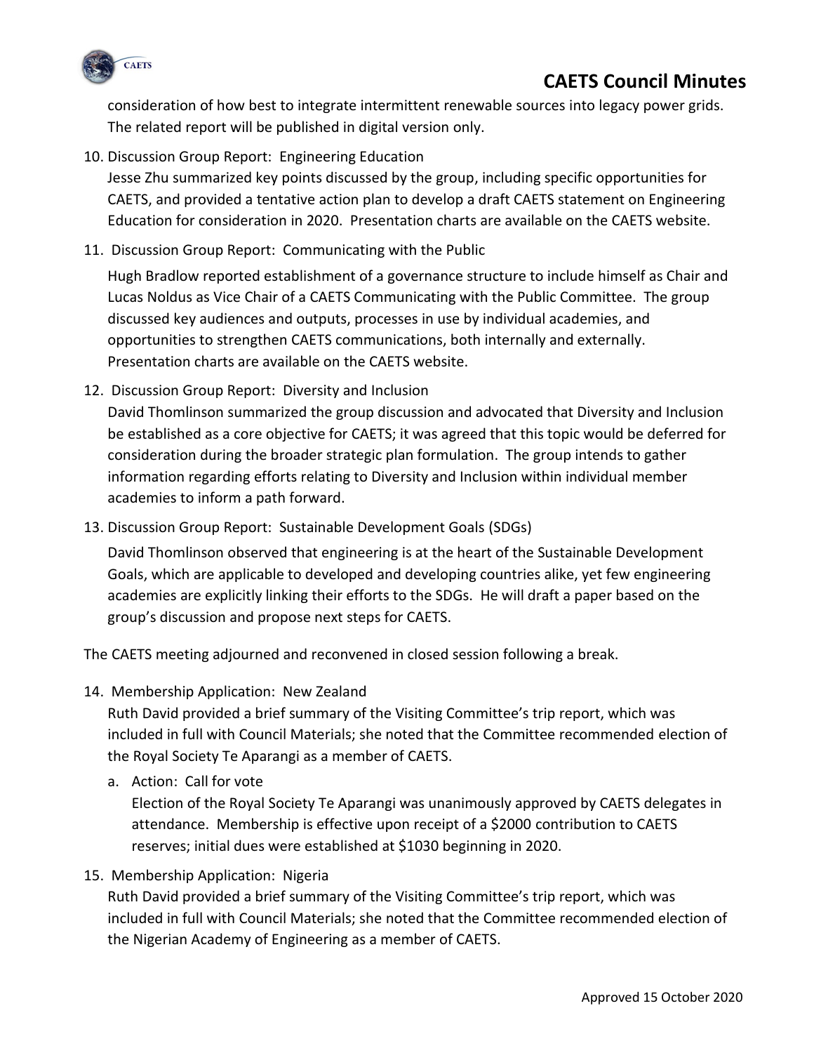consideration of how best to integrate intermittent renewable sources into legacy power grids. The related report will be published in digital version only.

10. Discussion Group Report: Engineering Education
    Jesse Zhu summarized key points discussed by the group, including specific opportunities for CAETS, and provided a tentative action plan to develop a draft CAETS statement on Engineering Education for consideration in 2020. Presentation charts are available on the CAETS website.

11. Discussion Group Report: Communicating with the Public
    Hugh Bradlow reported establishment of a governance structure to include himself as Chair and Lucas Noldus as Vice Chair of a CAETS Communicating with the Public Committee. The group discussed key audiences and outputs, processes in use by individual academies, and opportunities to strengthen CAETS communications, both internally and externally. Presentation charts are available on the CAETS website.

12. Discussion Group Report: Diversity and Inclusion
    David Thomlinson summarized the group discussion and advocated that Diversity and Inclusion be established as a core objective for CAETS; it was agreed that this topic would be deferred for consideration during the broader strategic plan formulation. The group intends to gather information regarding efforts relating to Diversity and Inclusion within individual member academies to inform a path forward.

13. Discussion Group Report: Sustainable Development Goals (SDGs)
    David Thomlinson observed that engineering is at the heart of the Sustainable Development Goals, which are applicable to developed and developing countries alike, yet few engineering academies are explicitly linking their efforts to the SDGs. He will draft a paper based on the group's discussion and propose next steps for CAETS.

The CAETS meeting adjourned and reconvened in closed session following a break.

14. Membership Application: New Zealand
    Ruth David provided a brief summary of the Visiting Committee's trip report, which was included in full with Council Materials; she noted that the Committee recommended election of the Royal Society Te Aparangi as a member of CAETS.
    a. Action: Call for vote
       Election of the Royal Society Te Aparangi was unanimously approved by CAETS delegates in attendance. Membership is effective upon receipt of a $2000 contribution to CAETS reserves; initial dues were established at $1030 beginning in 2020.

15. Membership Application: Nigeria
    Ruth David provided a brief summary of the Visiting Committee's trip report, which was included in full with Council Materials; she noted that the Committee recommended election of the Nigerian Academy of Engineering as a member of CAETS.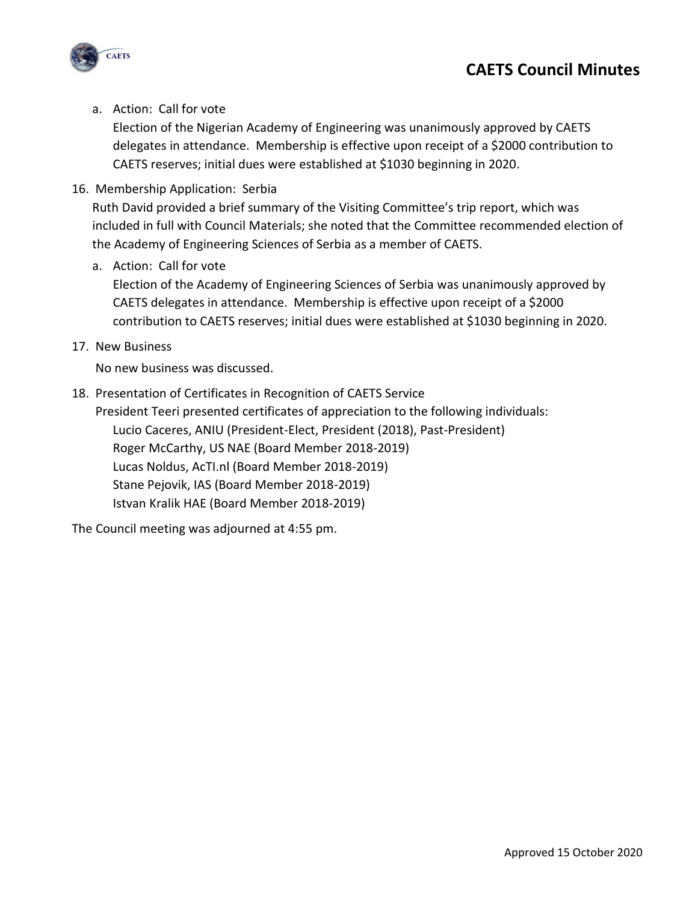a. Action: Call for vote

   Election of the Nigerian Academy of Engineering was unanimously approved by CAETS delegates in attendance. Membership is effective upon receipt of a $2000 contribution to CAETS reserves; initial dues were established at $1030 beginning in 2020.

16. Membership Application: Serbia

    Ruth David provided a brief summary of the Visiting Committee's trip report, which was included in full with Council Materials; she noted that the Committee recommended election of the Academy of Engineering Sciences of Serbia as a member of CAETS.

    a. Action: Call for vote

       Election of the Academy of Engineering Sciences of Serbia was unanimously approved by CAETS delegates in attendance. Membership is effective upon receipt of a $2000 contribution to CAETS reserves; initial dues were established at $1030 beginning in 2020.

17. New Business

    No new business was discussed.

18. Presentation of Certificates in Recognition of CAETS Service

    President Teeri presented certificates of appreciation to the following individuals:

    Lucio Caceres, ANIU (President-Elect, President (2018), Past-President)
    Roger McCarthy, US NAE (Board Member 2018-2019)
    Lucas Noldus, AcTI.nl (Board Member 2018-2019)
    Stane Pejovik, IAS (Board Member 2018-2019)
    Istvan Kralik HAE (Board Member 2018-2019)

The Council meeting was adjourned at 4:55 pm.

Approved 15 October 2020